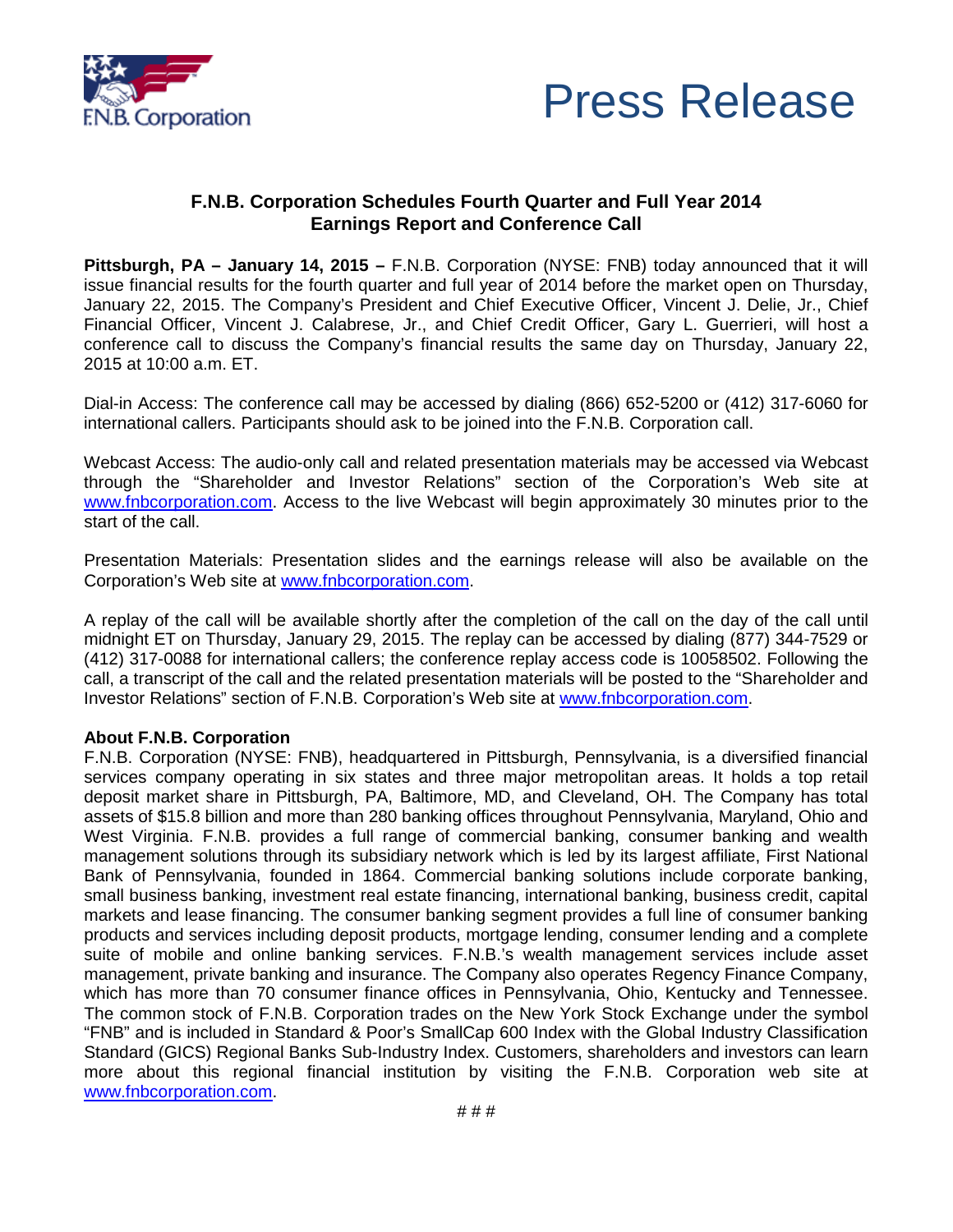F.N.B. Corporation

# Press Release

## F.N.B. Corporation Schedules Fourth Quarter and Full Year 2014 Earnings Report and Conference Call

**Pittsburgh, PA – January 14, 2015 –** F.N.B. Corporation (NYSE: FNB) today announced that it will issue financial results for the fourth quarter and full year of 2014 before the market open on Thursday, January 22, 2015. The Company's President and Chief Executive Officer, Vincent J. Delie, Jr., Chief Financial Officer, Vincent J. Calabrese, Jr., and Chief Credit Officer, Gary L. Guerrieri, will host a conference call to discuss the Company's financial results the same day on Thursday, January 22, 2015 at 10:00 a.m. ET.

Dial-in Access: The conference call may be accessed by dialing (866) 652-5200 or (412) 317-6060 for international callers. Participants should ask to be joined into the F.N.B. Corporation call.

Webcast Access: The audio-only call and related presentation materials may be accessed via Webcast through the "Shareholder and Investor Relations" section of the Corporation's Web site at www.fnbcorporation.com. Access to the live Webcast will begin approximately 30 minutes prior to the start of the call.

Presentation Materials: Presentation slides and the earnings release will also be available on the Corporation's Web site at www.fnbcorporation.com.

A replay of the call will be available shortly after the completion of the call on the day of the call until midnight ET on Thursday, January 29, 2015. The replay can be accessed by dialing (877) 344-7529 or (412) 317-0088 for international callers; the conference replay access code is 10058502. Following the call, a transcript of the call and the related presentation materials will be posted to the "Shareholder and Investor Relations" section of F.N.B. Corporation's Web site at www.fnbcorporation.com.

**About F.N.B. Corporation**

F.N.B. Corporation (NYSE: FNB), headquartered in Pittsburgh, Pennsylvania, is a diversified financial services company operating in six states and three major metropolitan areas. It holds a top retail deposit market share in Pittsburgh, PA, Baltimore, MD, and Cleveland, OH. The Company has total assets of $15.8 billion and more than 280 banking offices throughout Pennsylvania, Maryland, Ohio and West Virginia. F.N.B. provides a full range of commercial banking, consumer banking and wealth management solutions through its subsidiary network which is led by its largest affiliate, First National Bank of Pennsylvania, founded in 1864. Commercial banking solutions include corporate banking, small business banking, investment real estate financing, international banking, business credit, capital markets and lease financing. The consumer banking segment provides a full line of consumer banking products and services including deposit products, mortgage lending, consumer lending and a complete suite of mobile and online banking services. F.N.B.'s wealth management services include asset management, private banking and insurance. The Company also operates Regency Finance Company, which has more than 70 consumer finance offices in Pennsylvania, Ohio, Kentucky and Tennessee. The common stock of F.N.B. Corporation trades on the New York Stock Exchange under the symbol "FNB" and is included in Standard & Poor's SmallCap 600 Index with the Global Industry Classification Standard (GICS) Regional Banks Sub-Industry Index. Customers, shareholders and investors can learn more about this regional financial institution by visiting the F.N.B. Corporation web site at www.fnbcorporation.com.

# # #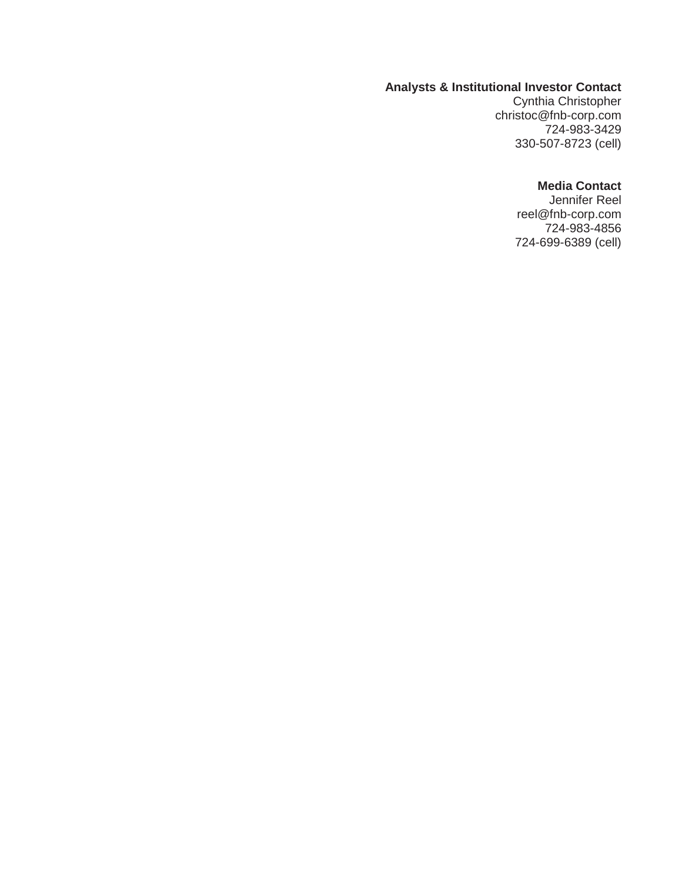**Analysts & Institutional Investor Contact**
Cynthia Christopher
christoc@fnb-corp.com
724-983-3429
330-507-8723 (cell)

**Media Contact**
Jennifer Reel
reel@fnb-corp.com
724-983-4856
724-699-6389 (cell)